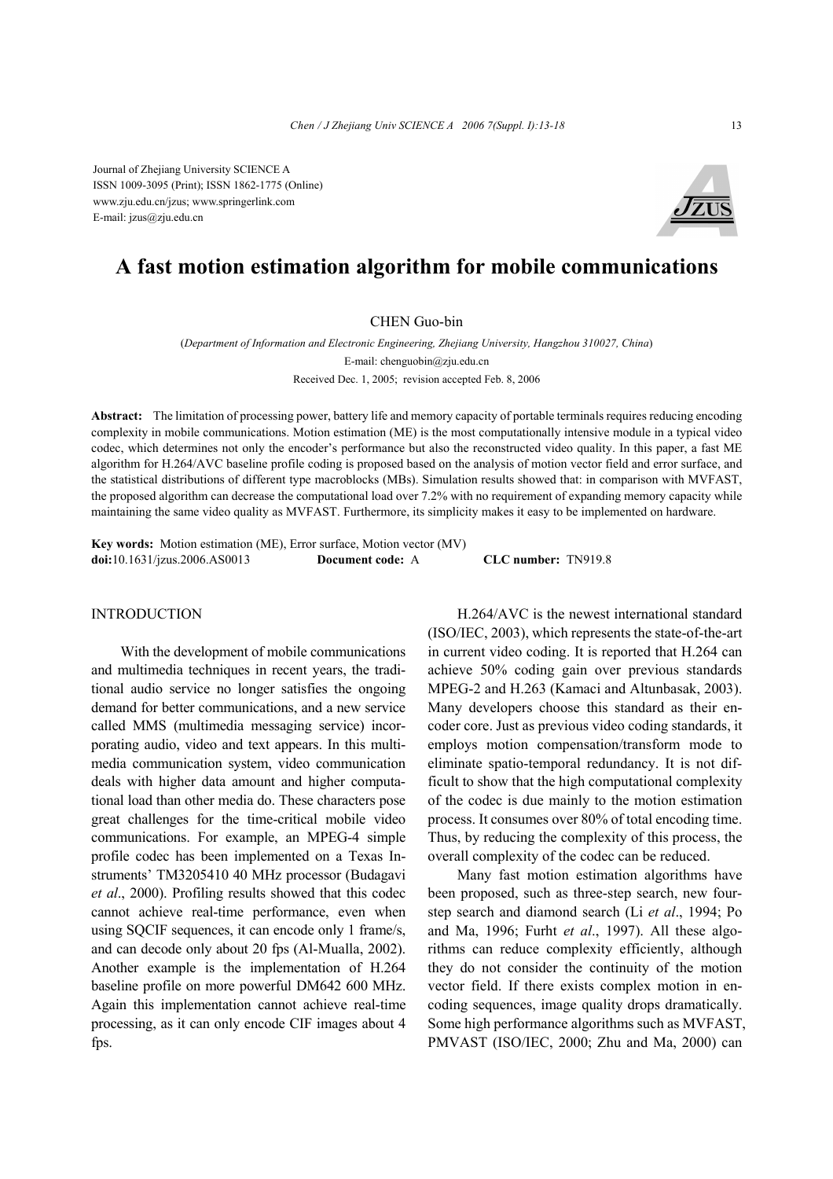Journal of Zhejiang University SCIENCE A
ISSN 1009-3095 (Print); ISSN 1862-1775 (Online)
www.zju.edu.cn/jzus; www.springerlink.com
E-mail: jzus@zju.edu.cn

# A fast motion estimation algorithm for mobile communications

CHEN Guo-bin

(*Department of Information and Electronic Engineering, Zhejiang University, Hangzhou 310027, China*)
E-mail: chenguobin@zju.edu.cn
Received Dec. 1, 2005; revision accepted Feb. 8, 2006

**Abstract:** The limitation of processing power, battery life and memory capacity of portable terminals requires reducing encoding complexity in mobile communications. Motion estimation (ME) is the most computationally intensive module in a typical video codec, which determines not only the encoder's performance but also the reconstructed video quality. In this paper, a fast ME algorithm for H.264/AVC baseline profile coding is proposed based on the analysis of motion vector field and error surface, and the statistical distributions of different type macroblocks (MBs). Simulation results showed that: in comparison with MVFAST, the proposed algorithm can decrease the computational load over 7.2% with no requirement of expanding memory capacity while maintaining the same video quality as MVFAST. Furthermore, its simplicity makes it easy to be implemented on hardware.

**Key words:** Motion estimation (ME), Error surface, Motion vector (MV)
**doi:**10.1631/jzus.2006.AS0013 **Document code:** A **CLC number:** TN919.8

## INTRODUCTION

With the development of mobile communications and multimedia techniques in recent years, the traditional audio service no longer satisfies the ongoing demand for better communications, and a new service called MMS (multimedia messaging service) incorporating audio, video and text appears. In this multimedia communication system, video communication deals with higher data amount and higher computational load than other media do. These characters pose great challenges for the time-critical mobile video communications. For example, an MPEG-4 simple profile codec has been implemented on a Texas Instruments' TM3205410 40 MHz processor (Budagavi *et al*., 2000). Profiling results showed that this codec cannot achieve real-time performance, even when using SQCIF sequences, it can encode only 1 frame/s, and can decode only about 20 fps (Al-Mualla, 2002). Another example is the implementation of H.264 baseline profile on more powerful DM642 600 MHz. Again this implementation cannot achieve real-time processing, as it can only encode CIF images about 4 fps.

H.264/AVC is the newest international standard (ISO/IEC, 2003), which represents the state-of-the-art in current video coding. It is reported that H.264 can achieve 50% coding gain over previous standards MPEG-2 and H.263 (Kamaci and Altunbasak, 2003). Many developers choose this standard as their encoder core. Just as previous video coding standards, it employs motion compensation/transform mode to eliminate spatio-temporal redundancy. It is not difficult to show that the high computational complexity of the codec is due mainly to the motion estimation process. It consumes over 80% of total encoding time. Thus, by reducing the complexity of this process, the overall complexity of the codec can be reduced.

Many fast motion estimation algorithms have been proposed, such as three-step search, new four-step search and diamond search (Li *et al*., 1994; Po and Ma, 1996; Furht *et al*., 1997). All these algorithms can reduce complexity efficiently, although they do not consider the continuity of the motion vector field. If there exists complex motion in encoding sequences, image quality drops dramatically. Some high performance algorithms such as MVFAST, PMVAST (ISO/IEC, 2000; Zhu and Ma, 2000) can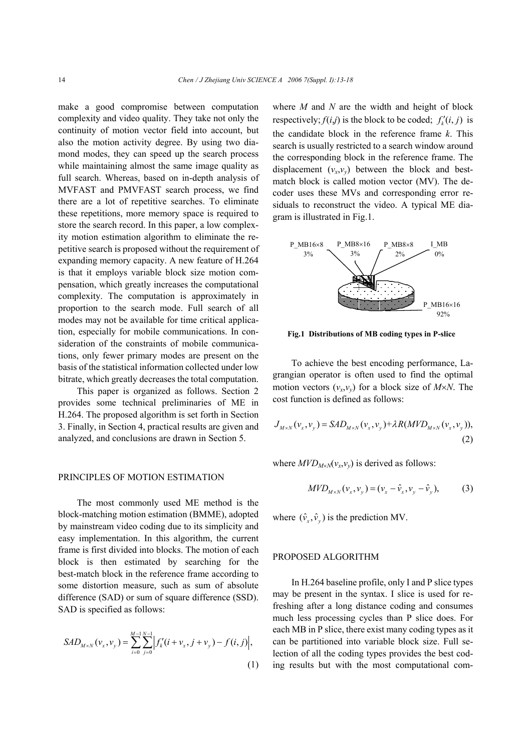make a good compromise between computation complexity and video quality. They take not only the continuity of motion vector field into account, but also the motion activity degree. By using two diamond modes, they can speed up the search process while maintaining almost the same image quality as full search. Whereas, based on in-depth analysis of MVFAST and PMVFAST search process, we find there are a lot of repetitive searches. To eliminate these repetitions, more memory space is required to store the search record. In this paper, a low complexity motion estimation algorithm to eliminate the repetitive search is proposed without the requirement of expanding memory capacity. A new feature of H.264 is that it employs variable block size motion compensation, which greatly increases the computational complexity. The computation is approximately in proportion to the search mode. Full search of all modes may not be available for time critical application, especially for mobile communications. In consideration of the constraints of mobile communications, only fewer primary modes are present on the basis of the statistical information collected under low bitrate, which greatly decreases the total computation.

This paper is organized as follows. Section 2 provides some technical preliminaries of ME in H.264. The proposed algorithm is set forth in Section 3. Finally, in Section 4, practical results are given and analyzed, and conclusions are drawn in Section 5.

## PRINCIPLES OF MOTION ESTIMATION

The most commonly used ME method is the block-matching motion estimation (BMME), adopted by mainstream video coding due to its simplicity and easy implementation. In this algorithm, the current frame is first divided into blocks. The motion of each block is then estimated by searching for the best-match block in the reference frame according to some distortion measure, such as sum of absolute difference (SAD) or sum of square difference (SSD). SAD is specified as follows:

$$SAD_{M\times N}(v_x, v_y) = \sum_{i=0}^{M-1}\sum_{j=0}^{N-1}\left|f_k'(i+v_x, j+v_y) - f(i,j)\right|, \tag{1}$$

where $M$ and $N$ are the width and height of block respectively; $f(i,j)$ is the block to be coded; $f_k'(i,j)$ is the candidate block in the reference frame $k$. This search is usually restricted to a search window around the corresponding block in the reference frame. The displacement $(v_x,v_y)$ between the block and best-match block is called motion vector (MV). The decoder uses these MVs and corresponding error residuals to reconstruct the video. A typical ME diagram is illustrated in Fig.1.

P_MB16×8 3%, P_MB8×16 3%, P_MB8×8 2%, I_MB 0%, P_MB16×16 92%

**Fig.1 Distributions of MB coding types in P-slice**

To achieve the best encoding performance, Lagrangian operator is often used to find the optimal motion vectors $(v_x,v_y)$ for a block size of $M\times N$. The cost function is defined as follows:

$$J_{M\times N}(v_x, v_y) = SAD_{M\times N}(v_x, v_y) + \lambda R(MVD_{M\times N}(v_x, v_y)), \tag{2}$$

where $MVD_{M\times N}(v_x,v_y)$ is derived as follows:

$$MVD_{M\times N}(v_x, v_y) = (v_x - \hat{v}_x, v_y - \hat{v}_y), \tag{3}$$

where $(\hat{v}_x, \hat{v}_y)$ is the prediction MV.

## PROPOSED ALGORITHM

In H.264 baseline profile, only I and P slice types may be present in the syntax. I slice is used for refreshing after a long distance coding and consumes much less processing cycles than P slice does. For each MB in P slice, there exist many coding types as it can be partitioned into variable block size. Full selection of all the coding types provides the best coding results but with the most computational com-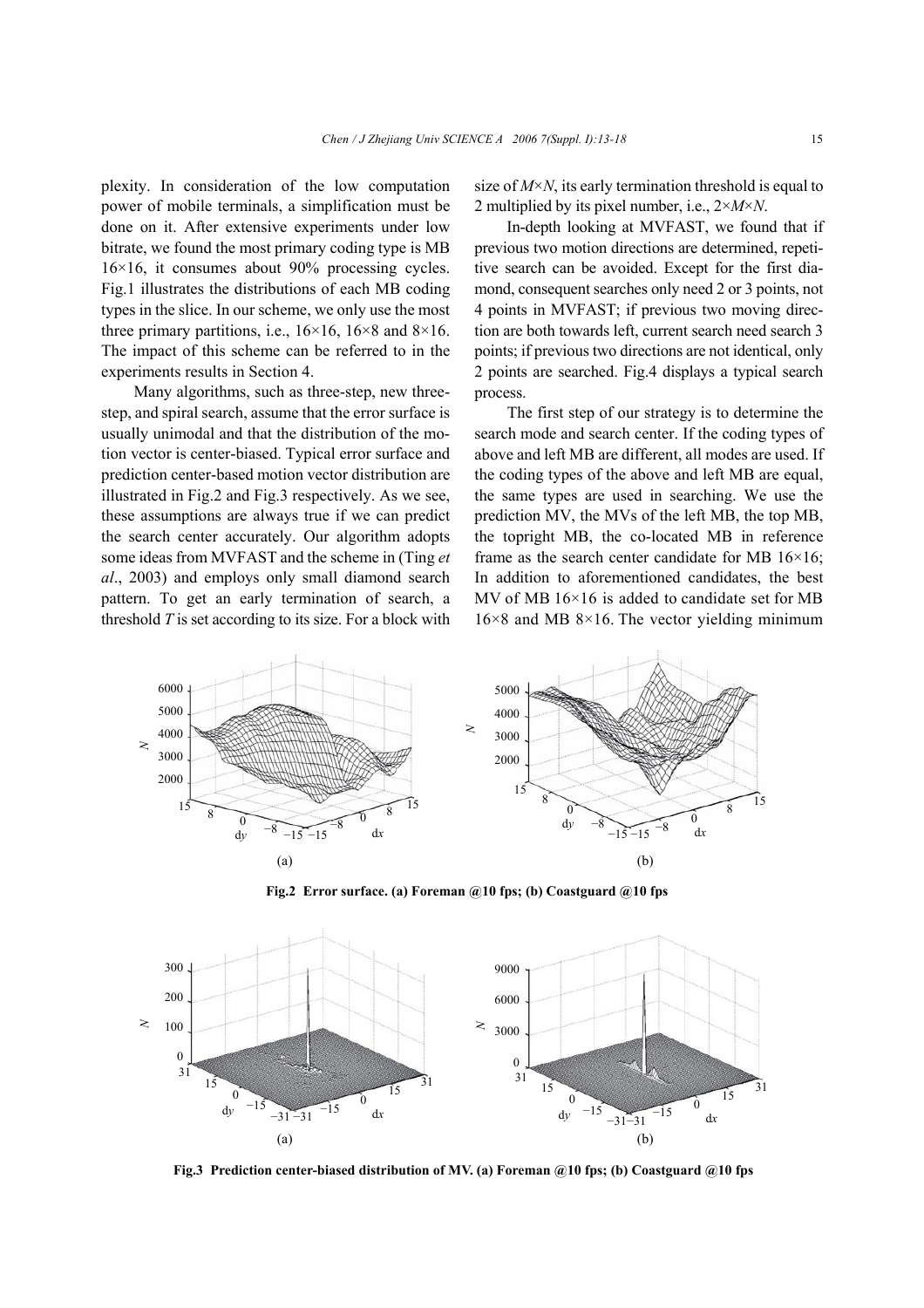plexity. In consideration of the low computation power of mobile terminals, a simplification must be done on it. After extensive experiments under low bitrate, we found the most primary coding type is MB 16×16, it consumes about 90% processing cycles. Fig.1 illustrates the distributions of each MB coding types in the slice. In our scheme, we only use the most three primary partitions, i.e., 16×16, 16×8 and 8×16. The impact of this scheme can be referred to in the experiments results in Section 4.

Many algorithms, such as three-step, new three-step, and spiral search, assume that the error surface is usually unimodal and that the distribution of the motion vector is center-biased. Typical error surface and prediction center-based motion vector distribution are illustrated in Fig.2 and Fig.3 respectively. As we see, these assumptions are always true if we can predict the search center accurately. Our algorithm adopts some ideas from MVFAST and the scheme in (Ting *et al*., 2003) and employs only small diamond search pattern. To get an early termination of search, a threshold $T$ is set according to its size. For a block with size of $M×N$, its early termination threshold is equal to 2 multiplied by its pixel number, i.e., $2×M×N$.

In-depth looking at MVFAST, we found that if previous two motion directions are determined, repetitive search can be avoided. Except for the first diamond, consequent searches only need 2 or 3 points, not 4 points in MVFAST; if previous two moving direction are both towards left, current search need search 3 points; if previous two directions are not identical, only 2 points are searched. Fig.4 displays a typical search process.

The first step of our strategy is to determine the search mode and search center. If the coding types of above and left MB are different, all modes are used. If the coding types of the above and left MB are equal, the same types are used in searching. We use the prediction MV, the MVs of the left MB, the top MB, the topright MB, the co-located MB in reference frame as the search center candidate for MB 16×16; In addition to aforementioned candidates, the best MV of MB 16×16 is added to candidate set for MB 16×8 and MB 8×16. The vector yielding minimum

**Fig.2 Error surface. (a) Foreman @10 fps; (b) Coastguard @10 fps**

**Fig.3 Prediction center-biased distribution of MV. (a) Foreman @10 fps; (b) Coastguard @10 fps**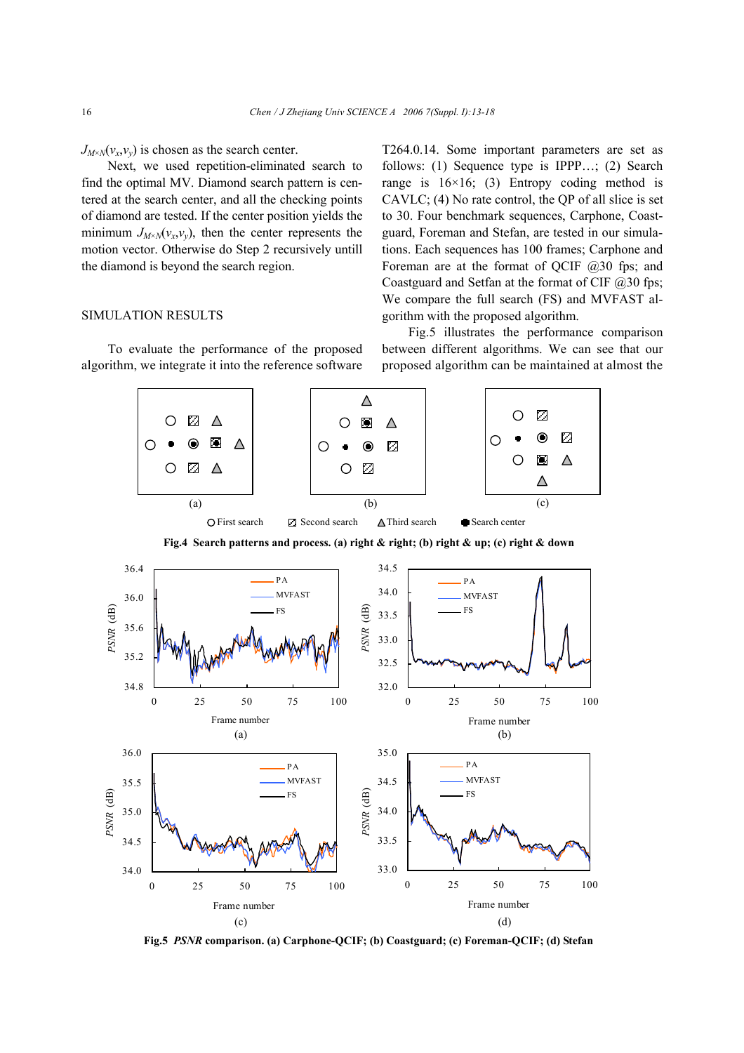$J_{M\times N}(v_x,v_y)$ is chosen as the search center.

Next, we used repetition-eliminated search to find the optimal MV. Diamond search pattern is centered at the search center, and all the checking points of diamond are tested. If the center position yields the minimum $J_{M\times N}(v_x,v_y)$, then the center represents the motion vector. Otherwise do Step 2 recursively untill the diamond is beyond the search region.

## SIMULATION RESULTS

To evaluate the performance of the proposed algorithm, we integrate it into the reference software T264.0.14. Some important parameters are set as follows: (1) Sequence type is IPPP…; (2) Search range is 16×16; (3) Entropy coding method is CAVLC; (4) No rate control, the QP of all slice is set to 30. Four benchmark sequences, Carphone, Coastguard, Foreman and Stefan, are tested in our simulations. Each sequences has 100 frames; Carphone and Foreman are at the format of QCIF @30 fps; and Coastguard and Setfan at the format of CIF @30 fps; We compare the full search (FS) and MVFAST algorithm with the proposed algorithm.

Fig.5 illustrates the performance comparison between different algorithms. We can see that our proposed algorithm can be maintained at almost the

○ First search　▨ Second search　△ Third search　● Search center

**Fig.4 Search patterns and process. (a) right & right; (b) right & up; (c) right & down**

**Fig.5 *PSNR* comparison. (a) Carphone-QCIF; (b) Coastguard; (c) Foreman-QCIF; (d) Stefan**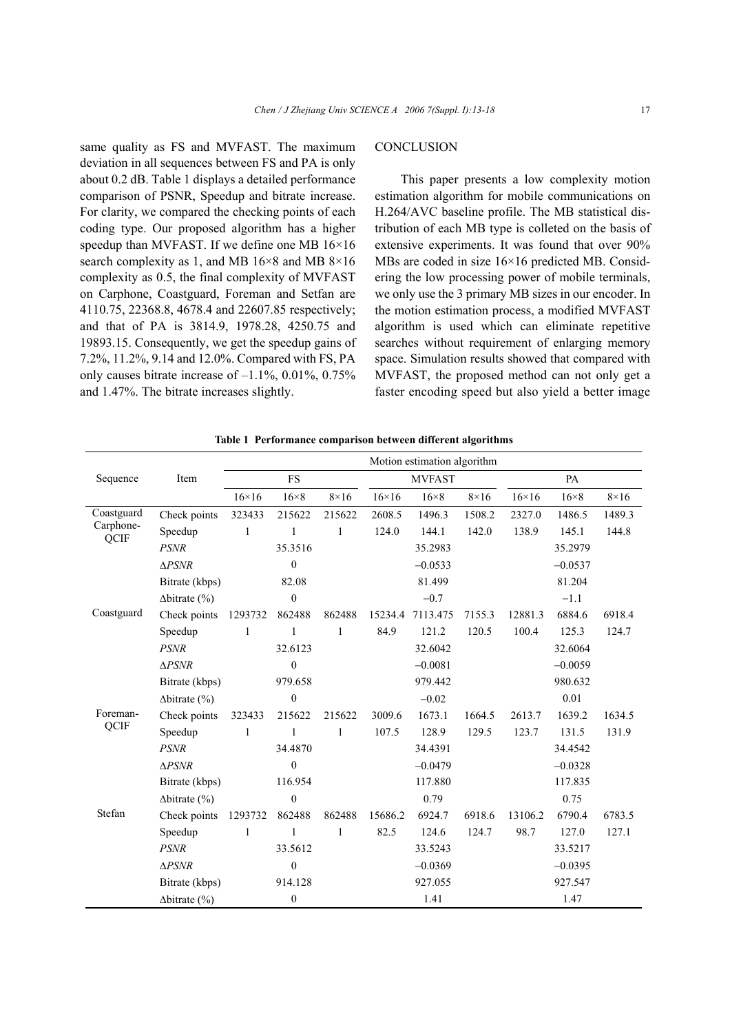same quality as FS and MVFAST. The maximum deviation in all sequences between FS and PA is only about 0.2 dB. Table 1 displays a detailed performance comparison of PSNR, Speedup and bitrate increase. For clarity, we compared the checking points of each coding type. Our proposed algorithm has a higher speedup than MVFAST. If we define one MB 16×16 search complexity as 1, and MB 16×8 and MB 8×16 complexity as 0.5, the final complexity of MVFAST on Carphone, Coastguard, Foreman and Setfan are 4110.75, 22368.8, 4678.4 and 22607.85 respectively; and that of PA is 3814.9, 1978.28, 4250.75 and 19893.15. Consequently, we get the speedup gains of 7.2%, 11.2%, 9.14 and 12.0%. Compared with FS, PA only causes bitrate increase of –1.1%, 0.01%, 0.75% and 1.47%. The bitrate increases slightly.

## CONCLUSION

This paper presents a low complexity motion estimation algorithm for mobile communications on H.264/AVC baseline profile. The MB statistical distribution of each MB type is colleted on the basis of extensive experiments. It was found that over 90% MBs are coded in size 16×16 predicted MB. Considering the low processing power of mobile terminals, we only use the 3 primary MB sizes in our encoder. In the motion estimation process, a modified MVFAST algorithm is used which can eliminate repetitive searches without requirement of enlarging memory space. Simulation results showed that compared with MVFAST, the proposed method can not only get a faster encoding speed but also yield a better image

**Table 1 Performance comparison between different algorithms**

| Sequence | Item | Motion estimation algorithm | | | | | | | | |
|---|---|---|---|---|---|---|---|---|---|---|
| | | FS | | | MVFAST | | | PA | | |
| | | 16×16 | 16×8 | 8×16 | 16×16 | 16×8 | 8×16 | 16×16 | 16×8 | 8×16 |
| Coastguard Carphone-QCIF | Check points | 323433 | 215622 | 215622 | 2608.5 | 1496.3 | 1508.2 | 2327.0 | 1486.5 | 1489.3 |
| | Speedup | 1 | 1 | 1 | 124.0 | 144.1 | 142.0 | 138.9 | 145.1 | 144.8 |
| | *PSNR* | | 35.3516 | | | 35.2983 | | | 35.2979 | |
| | Δ*PSNR* | | 0 | | | −0.0533 | | | −0.0537 | |
| | Bitrate (kbps) | | 82.08 | | | 81.499 | | | 81.204 | |
| | Δbitrate (%) | | 0 | | | −0.7 | | | −1.1 | |
| Coastguard | Check points | 1293732 | 862488 | 862488 | 15234.4 | 7113.475 | 7155.3 | 12881.3 | 6884.6 | 6918.4 |
| | Speedup | 1 | 1 | 1 | 84.9 | 121.2 | 120.5 | 100.4 | 125.3 | 124.7 |
| | *PSNR* | | 32.6123 | | | 32.6042 | | | 32.6064 | |
| | Δ*PSNR* | | 0 | | | −0.0081 | | | −0.0059 | |
| | Bitrate (kbps) | | 979.658 | | | 979.442 | | | 980.632 | |
| | Δbitrate (%) | | 0 | | | −0.02 | | | 0.01 | |
| Foreman-QCIF | Check points | 323433 | 215622 | 215622 | 3009.6 | 1673.1 | 1664.5 | 2613.7 | 1639.2 | 1634.5 |
| | Speedup | 1 | 1 | 1 | 107.5 | 128.9 | 129.5 | 123.7 | 131.5 | 131.9 |
| | *PSNR* | | 34.4870 | | | 34.4391 | | | 34.4542 | |
| | Δ*PSNR* | | 0 | | | −0.0479 | | | −0.0328 | |
| | Bitrate (kbps) | | 116.954 | | | 117.880 | | | 117.835 | |
| | Δbitrate (%) | | 0 | | | 0.79 | | | 0.75 | |
| Stefan | Check points | 1293732 | 862488 | 862488 | 15686.2 | 6924.7 | 6918.6 | 13106.2 | 6790.4 | 6783.5 |
| | Speedup | 1 | 1 | 1 | 82.5 | 124.6 | 124.7 | 98.7 | 127.0 | 127.1 |
| | *PSNR* | | 33.5612 | | | 33.5243 | | | 33.5217 | |
| | Δ*PSNR* | | 0 | | | −0.0369 | | | −0.0395 | |
| | Bitrate (kbps) | | 914.128 | | | 927.055 | | | 927.547 | |
| | Δbitrate (%) | | 0 | | | 1.41 | | | 1.47 | |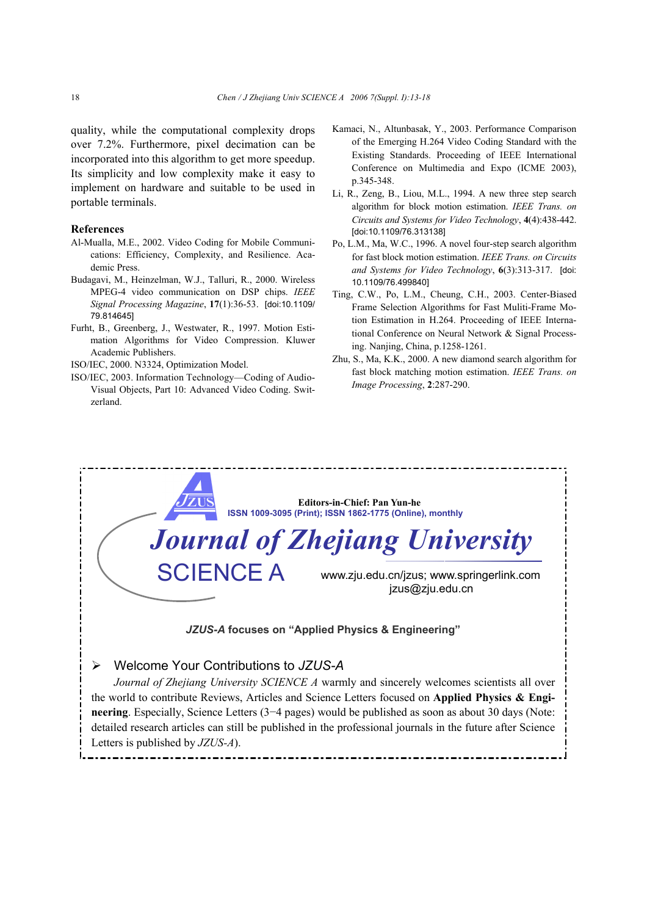quality, while the computational complexity drops over 7.2%. Furthermore, pixel decimation can be incorporated into this algorithm to get more speedup. Its simplicity and low complexity make it easy to implement on hardware and suitable to be used in portable terminals.

## References

Al-Mualla, M.E., 2002. Video Coding for Mobile Communications: Efficiency, Complexity, and Resilience. Academic Press.

Budagavi, M., Heinzelman, W.J., Talluri, R., 2000. Wireless MPEG-4 video communication on DSP chips. *IEEE Signal Processing Magazine*, **17**(1):36-53. [doi:10.1109/79.814645]

Furht, B., Greenberg, J., Westwater, R., 1997. Motion Estimation Algorithms for Video Compression. Kluwer Academic Publishers.

ISO/IEC, 2000. N3324, Optimization Model.

ISO/IEC, 2003. Information Technology—Coding of Audio-Visual Objects, Part 10: Advanced Video Coding. Switzerland.

Kamaci, N., Altunbasak, Y., 2003. Performance Comparison of the Emerging H.264 Video Coding Standard with the Existing Standards. Proceeding of IEEE International Conference on Multimedia and Expo (ICME 2003), p.345-348.

Li, R., Zeng, B., Liou, M.L., 1994. A new three step search algorithm for block motion estimation. *IEEE Trans. on Circuits and Systems for Video Technology*, **4**(4):438-442. [doi:10.1109/76.313138]

Po, L.M., Ma, W.C., 1996. A novel four-step search algorithm for fast block motion estimation. *IEEE Trans. on Circuits and Systems for Video Technology*, **6**(3):313-317. [doi:10.1109/76.499840]

Ting, C.W., Po, L.M., Cheung, C.H., 2003. Center-Biased Frame Selection Algorithms for Fast Muliti-Frame Motion Estimation in H.264. Proceeding of IEEE International Conference on Neural Network & Signal Processing. Nanjing, China, p.1258-1261.

Zhu, S., Ma, K.K., 2000. A new diamond search algorithm for fast block matching motion estimation. *IEEE Trans. on Image Processing*, **2**:287-290.

---

**Editors-in-Chief: Pan Yun-he**

**ISSN 1009-3095 (Print); ISSN 1862-1775 (Online), monthly**

***Journal of Zhejiang University***

**SCIENCE A**

www.zju.edu.cn/jzus; www.springerlink.com

jzus@zju.edu.cn

***JZUS-A* focuses on "Applied Physics & Engineering"**

➢ Welcome Your Contributions to *JZUS-A*

*Journal of Zhejiang University SCIENCE A* warmly and sincerely welcomes scientists all over the world to contribute Reviews, Articles and Science Letters focused on **Applied Physics & Engineering**. Especially, Science Letters (3−4 pages) would be published as soon as about 30 days (Note: detailed research articles can still be published in the professional journals in the future after Science Letters is published by *JZUS-A*).